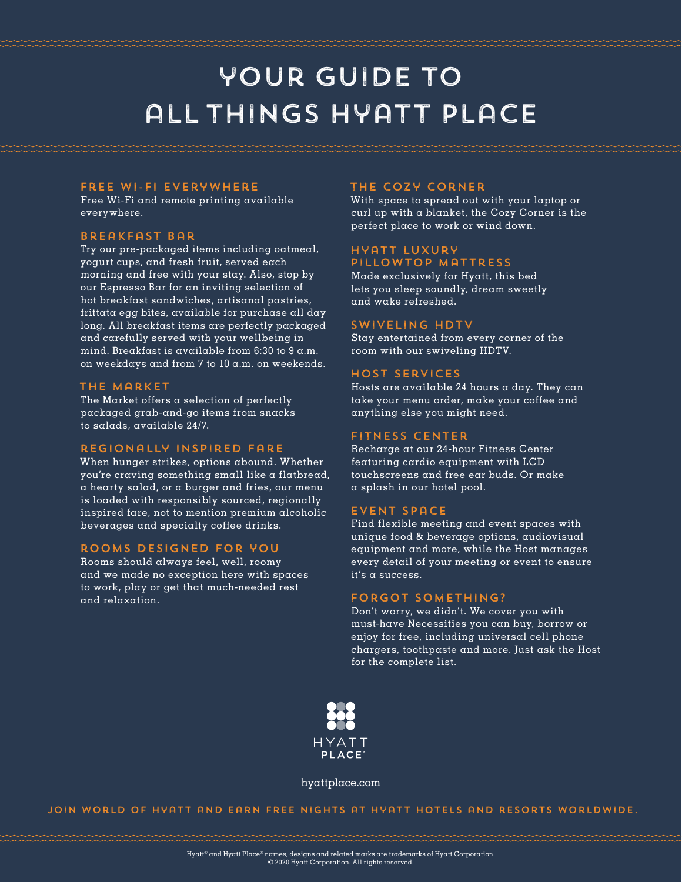# YOUR GUIDE TO ALL THINGS HYATT PLACE

## FREE WI-FI EVERYWHERE

Free Wi-Fi and remote printing available everywhere.

## BREAKFAST BAR

Try our pre-packaged items including oatmeal, yogurt cups, and fresh fruit, served each morning and free with your stay. Also, stop by our Espresso Bar for an inviting selection of hot breakfast sandwiches, artisanal pastries, frittata egg bites, available for purchase all day long. All breakfast items are perfectly packaged and carefully served with your wellbeing in mind. Breakfast is available from 6:30 to 9 a.m. on weekdays and from 7 to 10 a.m. on weekends.

## THE MARKET

The Market offers a selection of perfectly packaged grab-and-go items from snacks to salads, available 24/7.

## REGIONALLY INSPIRED FARE

When hunger strikes, options abound. Whether you're craving something small like a flatbread, a hearty salad, or a burger and fries, our menu is loaded with responsibly sourced, regionally inspired fare, not to mention premium alcoholic beverages and specialty coffee drinks.

## ROOMS DESIGNED FOR YOU

Rooms should always feel, well, roomy and we made no exception here with spaces to work, play or get that much-needed rest and relaxation.

## THE COZY CORNER

With space to spread out with your laptop or curl up with a blanket, the Cozy Corner is the perfect place to work or wind down.

## HYATT LUXURY PILLOWTOP MATTRESS

Made exclusively for Hyatt, this bed lets you sleep soundly, dream sweetly and wake refreshed.

## SWIVELING HDTV

Stay entertained from every corner of the room with our swiveling HDTV.

## HOST SERVICES

Hosts are available 24 hours a day. They can take your menu order, make your coffee and anything else you might need.

## FITNESS CENTER

Recharge at our 24-hour Fitness Center featuring cardio equipment with LCD touchscreens and free ear buds. Or make a splash in our hotel pool.

## EVENT SPACE

Find flexible meeting and event spaces with unique food & beverage options, audiovisual equipment and more, while the Host manages every detail of your meeting or event to ensure it's a success.

## FORGOT SOMETHING?

Don't worry, we didn't. We cover you with must-have Necessities you can buy, borrow or enjoy for free, including universal cell phone chargers, toothpaste and more. Just ask the Host for the complete list.

HYATT PLACE®

hyattplace.com

**JOIN WORLD OF HYATT AND EARN FREE NIGHTS AT HYATT HOTELS AND RESORTS WORLDWIDE.**

Hyatt® and Hyatt Place® names, designs and related marks are trademarks of Hyatt Corporation.
© 2020 Hyatt Corporation. All rights reserved.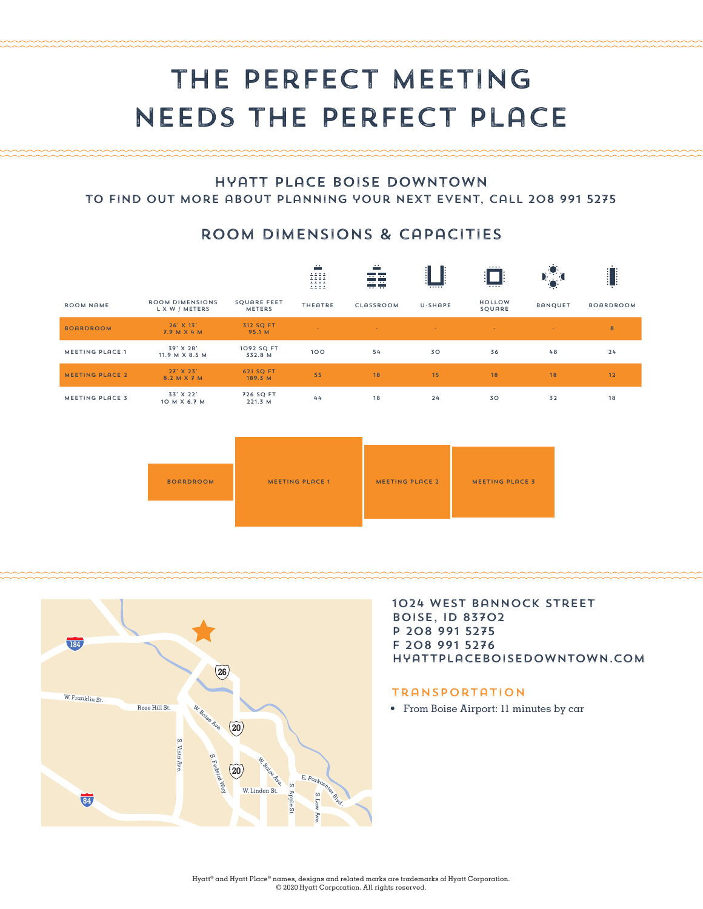# THE PERFECT MEETING NEEDS THE PERFECT PLACE

## HYATT PLACE BOISE DOWNTOWN

TO FIND OUT MORE ABOUT PLANNING YOUR NEXT EVENT, CALL 208 991 5275

## ROOM DIMENSIONS & CAPACITIES

| ROOM NAME | ROOM DIMENSIONS L X W / METERS | SQUARE FEET METERS | THEATRE | CLASSROOM | U-SHAPE | HOLLOW SQUARE | BANQUET | BOARDROOM |
|---|---|---|---|---|---|---|---|---|
| BOARDROOM | 26' X 13' 7.9 M X 4 M | 312 SQ FT 95.1 M | - | - | - | - | - | 8 |
| MEETING PLACE 1 | 39' X 28' 11.9 M X 8.5 M | 1092 SQ FT 332.8 M | 100 | 54 | 30 | 36 | 48 | 24 |
| MEETING PLACE 2 | 27' X 23' 8.2 M X 7 M | 621 SQ FT 189.3 M | 55 | 18 | 15 | 18 | 18 | 12 |
| MEETING PLACE 3 | 33' X 22' 10 M X 6.7 M | 726 SQ FT 221.3 M | 44 | 18 | 24 | 30 | 32 | 18 |

BOARDROOM

MEETING PLACE 1

MEETING PLACE 2

MEETING PLACE 3

184

26

W. Franklin St.

Rose Hill St.

W. Boise Ave.

20

S. Vista Ave.

S. Federal Way

20

W. Boise Ave.

W. Linden St.

S. Apple St.

E. Parkcenter Blvd.

S. Law Ave.

84

1024 WEST BANNOCK STREET
BOISE, ID 83702
P 208 991 5275
F 208 991 5276
HYATTPLACEBOISEDOWNTOWN.COM

### TRANSPORTATION

- From Boise Airport: 11 minutes by car

Hyatt® and Hyatt Place® names, designs and related marks are trademarks of Hyatt Corporation.
© 2020 Hyatt Corporation. All rights reserved.